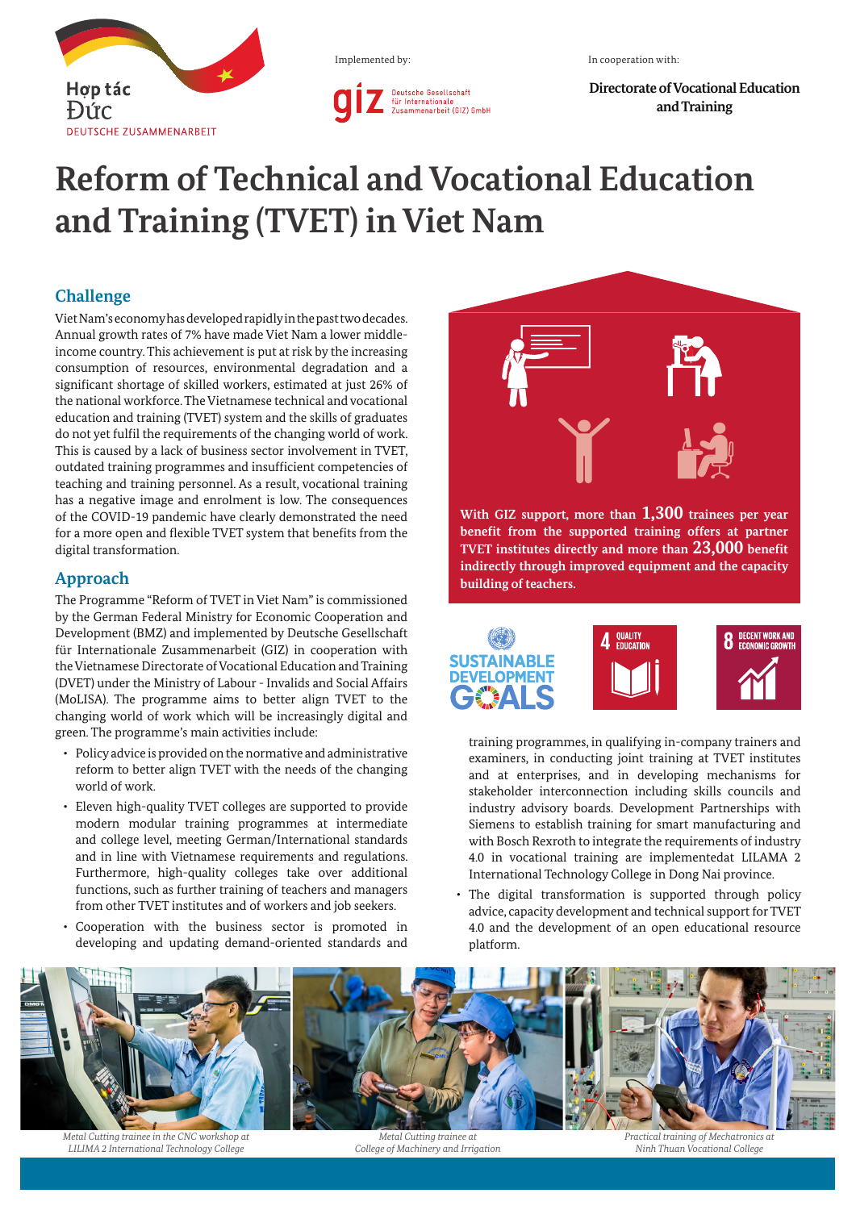Implemented by:

In cooperation with:

**Directorate of Vocational Education and Training**

# Reform of Technical and Vocational Education and Training (TVET) in Viet Nam

## Challenge

Viet Nam's economy has developed rapidly in the past two decades. Annual growth rates of 7% have made Viet Nam a lower middle-income country. This achievement is put at risk by the increasing consumption of resources, environmental degradation and a significant shortage of skilled workers, estimated at just 26% of the national workforce. The Vietnamese technical and vocational education and training (TVET) system and the skills of graduates do not yet fulfil the requirements of the changing world of work. This is caused by a lack of business sector involvement in TVET, outdated training programmes and insufficient competencies of teaching and training personnel. As a result, vocational training has a negative image and enrolment is low. The consequences of the COVID-19 pandemic have clearly demonstrated the need for a more open and flexible TVET system that benefits from the digital transformation.

## Approach

The Programme "Reform of TVET in Viet Nam" is commissioned by the German Federal Ministry for Economic Cooperation and Development (BMZ) and implemented by Deutsche Gesellschaft für Internationale Zusammenarbeit (GIZ) in cooperation with the Vietnamese Directorate of Vocational Education and Training (DVET) under the Ministry of Labour - Invalids and Social Affairs (MoLISA). The programme aims to better align TVET to the changing world of work which will be increasingly digital and green. The programme's main activities include:

- Policy advice is provided on the normative and administrative reform to better align TVET with the needs of the changing world of work.
- Eleven high-quality TVET colleges are supported to provide modern modular training programmes at intermediate and college level, meeting German/International standards and in line with Vietnamese requirements and regulations. Furthermore, high-quality colleges take over additional functions, such as further training of teachers and managers from other TVET institutes and of workers and job seekers.
- Cooperation with the business sector is promoted in developing and updating demand-oriented standards and training programmes, in qualifying in-company trainers and examiners, in conducting joint training at TVET institutes and at enterprises, and in developing mechanisms for stakeholder interconnection including skills councils and industry advisory boards. Development Partnerships with Siemens to establish training for smart manufacturing and with Bosch Rexroth to integrate the requirements of industry 4.0 in vocational training are implementedat LILAMA 2 International Technology College in Dong Nai province.
- The digital transformation is supported through policy advice, capacity development and technical support for TVET 4.0 and the development of an open educational resource platform.

**With GIZ support, more than 1,300 trainees per year benefit from the supported training offers at partner TVET institutes directly and more than 23,000 benefit indirectly through improved equipment and the capacity building of teachers.**

SUSTAINABLE DEVELOPMENT GOALS — 4 QUALITY EDUCATION — 8 DECENT WORK AND ECONOMIC GROWTH

*Metal Cutting trainee in the CNC workshop at LILIMA 2 International Technology College*

*Metal Cutting trainee at College of Machinery and Irrigation*

*Practical training of Mechatronics at Ninh Thuan Vocational College*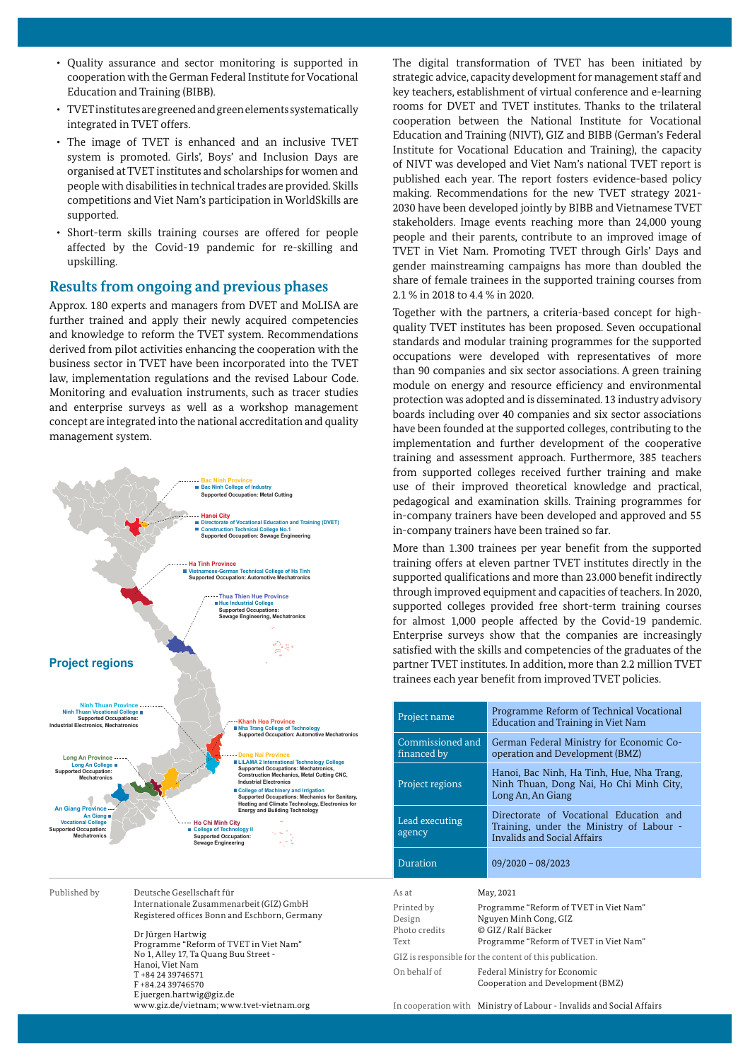- Quality assurance and sector monitoring is supported in cooperation with the German Federal Institute for Vocational Education and Training (BIBB).
- TVET institutes are greened and green elements systematically integrated in TVET offers.
- The image of TVET is enhanced and an inclusive TVET system is promoted. Girls', Boys' and Inclusion Days are organised at TVET institutes and scholarships for women and people with disabilities in technical trades are provided. Skills competitions and Viet Nam's participation in WorldSkills are supported.
- Short-term skills training courses are offered for people affected by the Covid-19 pandemic for re-skilling and upskilling.

## Results from ongoing and previous phases

Approx. 180 experts and managers from DVET and MoLISA are further trained and apply their newly acquired competencies and knowledge to reform the TVET system. Recommendations derived from pilot activities enhancing the cooperation with the business sector in TVET have been incorporated into the TVET law, implementation regulations and the revised Labour Code. Monitoring and evaluation instruments, such as tracer studies and enterprise surveys as well as a workshop management concept are integrated into the national accreditation and quality management system.

**Project regions**

Bac Ninh Province
Bac Ninh College of Industry
Supported Occupation: Metal Cutting

Hanoi City
Directorate of Vocational Education and Training (DVET)
Construction Technical College No.1
Supported Occupation: Sewage Engineering

Ha Tinh Province
Vietnamese-German Technical College of Ha Tinh
Supported Occupation: Automotive Mechatronics

Thua Thien Hue Province
Hue Industrial College
Supported Occupations: Sewage Engineering, Mechatronics

Ninh Thuan Province
Ninh Thuan Vocational College
Supported Occupations: Industrial Electronics, Mechatronics

Khanh Hoa Province
Nha Trang College of Technology
Supported Occupation: Automotive Mechatronics

Long An Province
Long An College
Supported Occupation: Mechatronics

Dong Nai Province
LILAMA 2 International Technology College
Supported Occupations: Mechatronics, Construction Mechanics, Metal Cutting CNC, Industrial Electronics
College of Machinery and Irrigation
Supported Occupations: Mechanics for Sanitary, Heating and Climate Technology, Electronics for Energy and Building Technology

An Giang Province
An Giang Vocational College
Supported Occupation: Mechatronics

Ho Chi Minh City
College of Technology II
Supported Occupation: Sewage Engineering

The digital transformation of TVET has been initiated by strategic advice, capacity development for management staff and key teachers, establishment of virtual conference and e-learning rooms for DVET and TVET institutes. Thanks to the trilateral cooperation between the National Institute for Vocational Education and Training (NIVT), GIZ and BIBB (German's Federal Institute for Vocational Education and Training), the capacity of NIVT was developed and Viet Nam's national TVET report is published each year. The report fosters evidence-based policy making. Recommendations for the new TVET strategy 2021-2030 have been developed jointly by BIBB and Vietnamese TVET stakeholders. Image events reaching more than 24,000 young people and their parents, contribute to an improved image of TVET in Viet Nam. Promoting TVET through Girls' Days and gender mainstreaming campaigns has more than doubled the share of female trainees in the supported training courses from 2.1 % in 2018 to 4.4 % in 2020.

Together with the partners, a criteria-based concept for high-quality TVET institutes has been proposed. Seven occupational standards and modular training programmes for the supported occupations were developed with representatives of more than 90 companies and six sector associations. A green training module on energy and resource efficiency and environmental protection was adopted and is disseminated. 13 industry advisory boards including over 40 companies and six sector associations have been founded at the supported colleges, contributing to the implementation and further development of the cooperative training and assessment approach. Furthermore, 385 teachers from supported colleges received further training and make use of their improved theoretical knowledge and practical, pedagogical and examination skills. Training programmes for in-company trainers have been developed and approved and 55 in-company trainers have been trained so far.

More than 1.300 trainees per year benefit from the supported training offers at eleven partner TVET institutes directly in the supported qualifications and more than 23.000 benefit indirectly through improved equipment and capacities of teachers. In 2020, supported colleges provided free short-term training courses for almost 1,000 people affected by the Covid-19 pandemic. Enterprise surveys show that the companies are increasingly satisfied with the skills and competencies of the graduates of the partner TVET institutes. In addition, more than 2.2 million TVET trainees each year benefit from improved TVET policies.

| | |
|---|---|
| Project name | Programme Reform of Technical Vocational Education and Training in Viet Nam |
| Commissioned and financed by | German Federal Ministry for Economic Co-operation and Development (BMZ) |
| Project regions | Hanoi, Bac Ninh, Ha Tinh, Hue, Nha Trang, Ninh Thuan, Dong Nai, Ho Chi Minh City, Long An, An Giang |
| Lead executing agency | Directorate of Vocational Education and Training, under the Ministry of Labour - Invalids and Social Affairs |
| Duration | 09/2020 – 08/2023 |

Published by
Deutsche Gesellschaft für Internationale Zusammenarbeit (GIZ) GmbH
Registered offices Bonn and Eschborn, Germany

Dr Jürgen Hartwig
Programme "Reform of TVET in Viet Nam"
No 1, Alley 17, Ta Quang Buu Street - Hanoi, Viet Nam
T +84 24 39746571
F +84 24 39746570
E juergen.hartwig@giz.de
www.giz.de/vietnam; www.tvet-vietnam.org

As at: May, 2021
Printed by: Programme "Reform of TVET in Viet Nam"
Design: Nguyen Minh Cong, GIZ
Photo credits: © GIZ / Ralf Bäcker
Text: Programme "Reform of TVET in Viet Nam"

GIZ is responsible for the content of this publication.

On behalf of: Federal Ministry for Economic Cooperation and Development (BMZ)

In cooperation with: Ministry of Labour - Invalids and Social Affairs